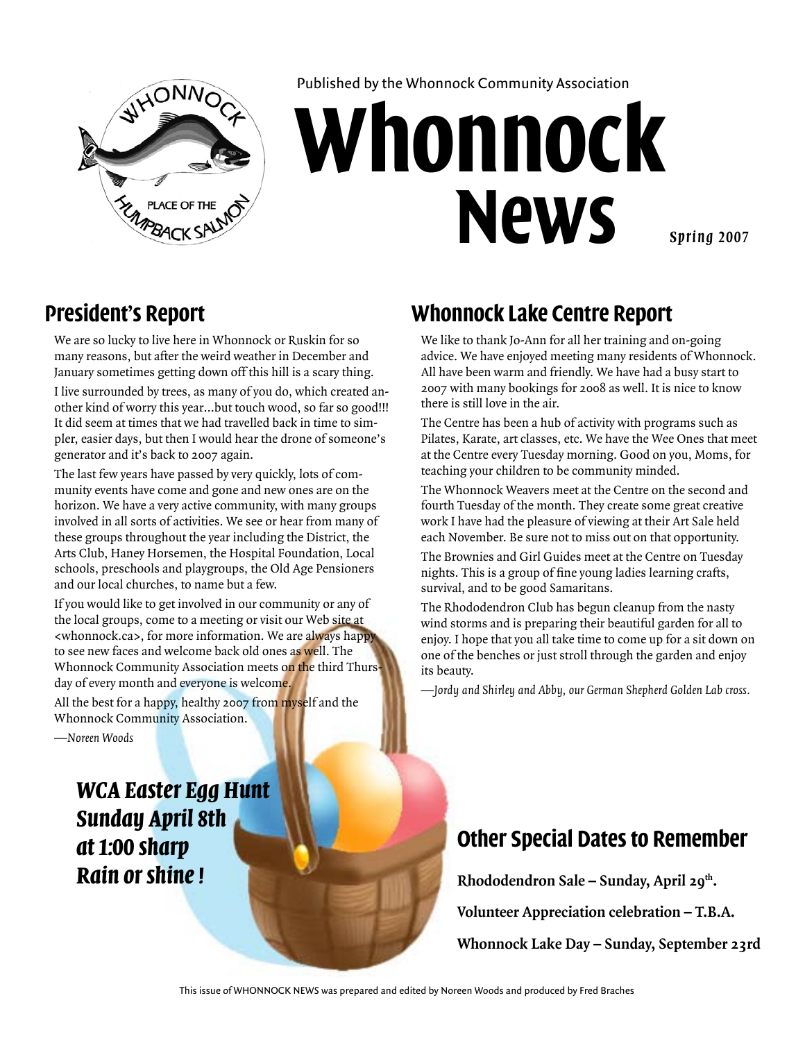Published by the Whonnock Community Association

# Whonnock News

*Spring 2007*

## President's Report

We are so lucky to live here in Whonnock or Ruskin for so many reasons, but after the weird weather in December and January sometimes getting down off this hill is a scary thing.

I live surrounded by trees, as many of you do, which created another kind of worry this year...but touch wood, so far so good!!! It did seem at times that we had travelled back in time to simpler, easier days, but then I would hear the drone of someone's generator and it's back to 2007 again.

The last few years have passed by very quickly, lots of community events have come and gone and new ones are on the horizon. We have a very active community, with many groups involved in all sorts of activities. We see or hear from many of these groups throughout the year including the District, the Arts Club, Haney Horsemen, the Hospital Foundation, Local schools, preschools and playgroups, the Old Age Pensioners and our local churches, to name but a few.

If you would like to get involved in our community or any of the local groups, come to a meeting or visit our Web site at <whonnock.ca>, for more information. We are always happy to see new faces and welcome back old ones as well. The Whonnock Community Association meets on the third Thursday of every month and everyone is welcome.

All the best for a happy, healthy 2007 from myself and the Whonnock Community Association.

*—Noreen Woods*

## Whonnock Lake Centre Report

We like to thank Jo-Ann for all her training and on-going advice. We have enjoyed meeting many residents of Whonnock. All have been warm and friendly. We have had a busy start to 2007 with many bookings for 2008 as well. It is nice to know there is still love in the air.

The Centre has been a hub of activity with programs such as Pilates, Karate, art classes, etc. We have the Wee Ones that meet at the Centre every Tuesday morning. Good on you, Moms, for teaching your children to be community minded.

The Whonnock Weavers meet at the Centre on the second and fourth Tuesday of the month. They create some great creative work I have had the pleasure of viewing at their Art Sale held each November. Be sure not to miss out on that opportunity.

The Brownies and Girl Guides meet at the Centre on Tuesday nights. This is a group of fine young ladies learning crafts, survival, and to be good Samaritans.

The Rhododendron Club has begun cleanup from the nasty wind storms and is preparing their beautiful garden for all to enjoy. I hope that you all take time to come up for a sit down on one of the benches or just stroll through the garden and enjoy its beauty.

*—Jordy and Shirley and Abby, our German Shepherd Golden Lab cross.*

### *WCA Easter Egg Hunt Sunday April 8th at 1:00 sharp Rain or shine !*

## Other Special Dates to Remember

**Rhododendron Sale – Sunday, April 29th.**

**Volunteer Appreciation celebration – T.B.A.**

**Whonnock Lake Day – Sunday, September 23rd**

This issue of WHONNOCK NEWS was prepared and edited by Noreen Woods and produced by Fred Braches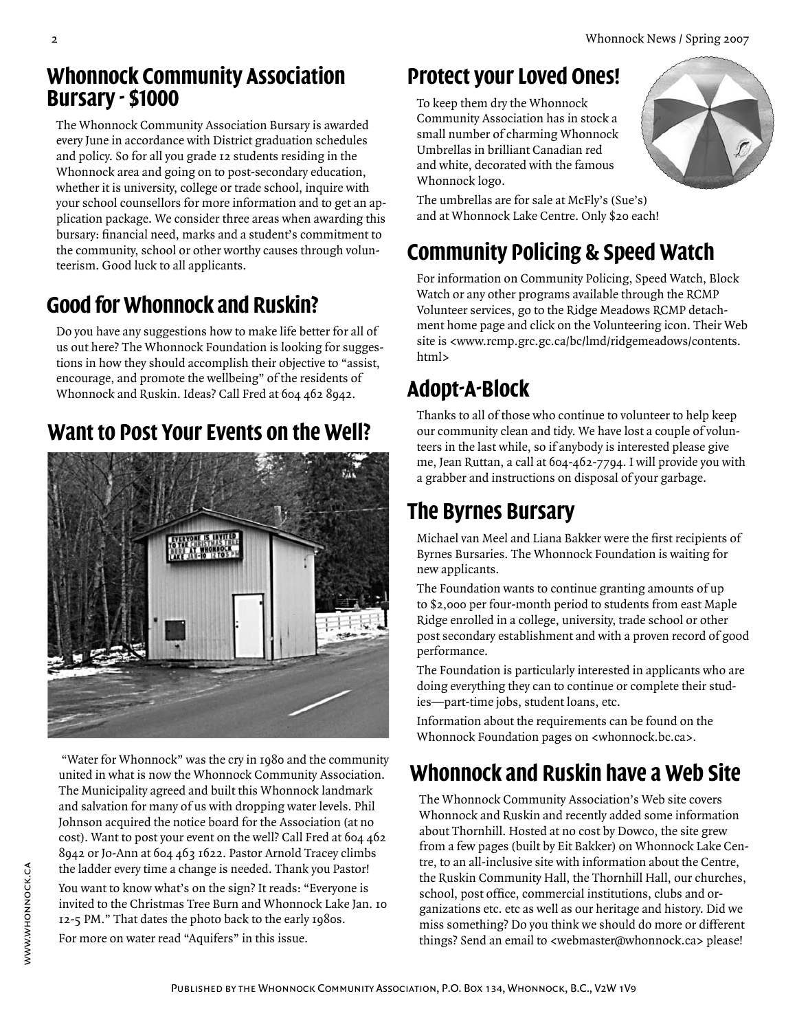## Whonnock Community Association Bursary - $1000

The Whonnock Community Association Bursary is awarded every June in accordance with District graduation schedules and policy. So for all you grade 12 students residing in the Whonnock area and going on to post-secondary education, whether it is university, college or trade school, inquire with your school counsellors for more information and to get an application package. We consider three areas when awarding this bursary: financial need, marks and a student's commitment to the community, school or other worthy causes through volunteerism. Good luck to all applicants.

## Good for Whonnock and Ruskin?

Do you have any suggestions how to make life better for all of us out here? The Whonnock Foundation is looking for suggestions in how they should accomplish their objective to "assist, encourage, and promote the wellbeing" of the residents of Whonnock and Ruskin. Ideas? Call Fred at 604 462 8942.

## Want to Post Your Events on the Well?

"Water for Whonnock" was the cry in 1980 and the community united in what is now the Whonnock Community Association. The Municipality agreed and built this Whonnock landmark and salvation for many of us with dropping water levels. Phil Johnson acquired the notice board for the Association (at no cost). Want to post your event on the well? Call Fred at 604 462 8942 or Jo-Ann at 604 463 1622. Pastor Arnold Tracey climbs the ladder every time a change is needed. Thank you Pastor!

You want to know what's on the sign? It reads: "Everyone is invited to the Christmas Tree Burn and Whonnock Lake Jan. 10 12-5 PM." That dates the photo back to the early 1980s.

For more on water read "Aquifers" in this issue.

## Protect your Loved Ones!

To keep them dry the Whonnock Community Association has in stock a small number of charming Whonnock Umbrellas in brilliant Canadian red and white, decorated with the famous Whonnock logo.

The umbrellas are for sale at McFly's (Sue's) and at Whonnock Lake Centre. Only $20 each!

## Community Policing & Speed Watch

For information on Community Policing, Speed Watch, Block Watch or any other programs available through the RCMP Volunteer services, go to the Ridge Meadows RCMP detachment home page and click on the Volunteering icon. Their Web site is <www.rcmp.grc.gc.ca/bc/lmd/ridgemeadows/contents.html>

## Adopt-A-Block

Thanks to all of those who continue to volunteer to help keep our community clean and tidy. We have lost a couple of volunteers in the last while, so if anybody is interested please give me, Jean Ruttan, a call at 604-462-7794. I will provide you with a grabber and instructions on disposal of your garbage.

## The Byrnes Bursary

Michael van Meel and Liana Bakker were the first recipients of Byrnes Bursaries. The Whonnock Foundation is waiting for new applicants.

The Foundation wants to continue granting amounts of up to $2,000 per four-month period to students from east Maple Ridge enrolled in a college, university, trade school or other post secondary establishment and with a proven record of good performance.

The Foundation is particularly interested in applicants who are doing everything they can to continue or complete their studies—part-time jobs, student loans, etc.

Information about the requirements can be found on the Whonnock Foundation pages on <whonnock.bc.ca>.

## Whonnock and Ruskin have a Web Site

The Whonnock Community Association's Web site covers Whonnock and Ruskin and recently added some information about Thornhill. Hosted at no cost by Dowco, the site grew from a few pages (built by Eit Bakker) on Whonnock Lake Centre, to an all-inclusive site with information about the Centre, the Ruskin Community Hall, the Thornhill Hall, our churches, school, post office, commercial institutions, clubs and organizations etc. etc as well as our heritage and history. Did we miss something? Do you think we should do more or different things? Send an email to <webmaster@whonnock.ca> please!

Published by the Whonnock Community Association, P.O. Box 134, Whonnock, B.C., V2W 1V9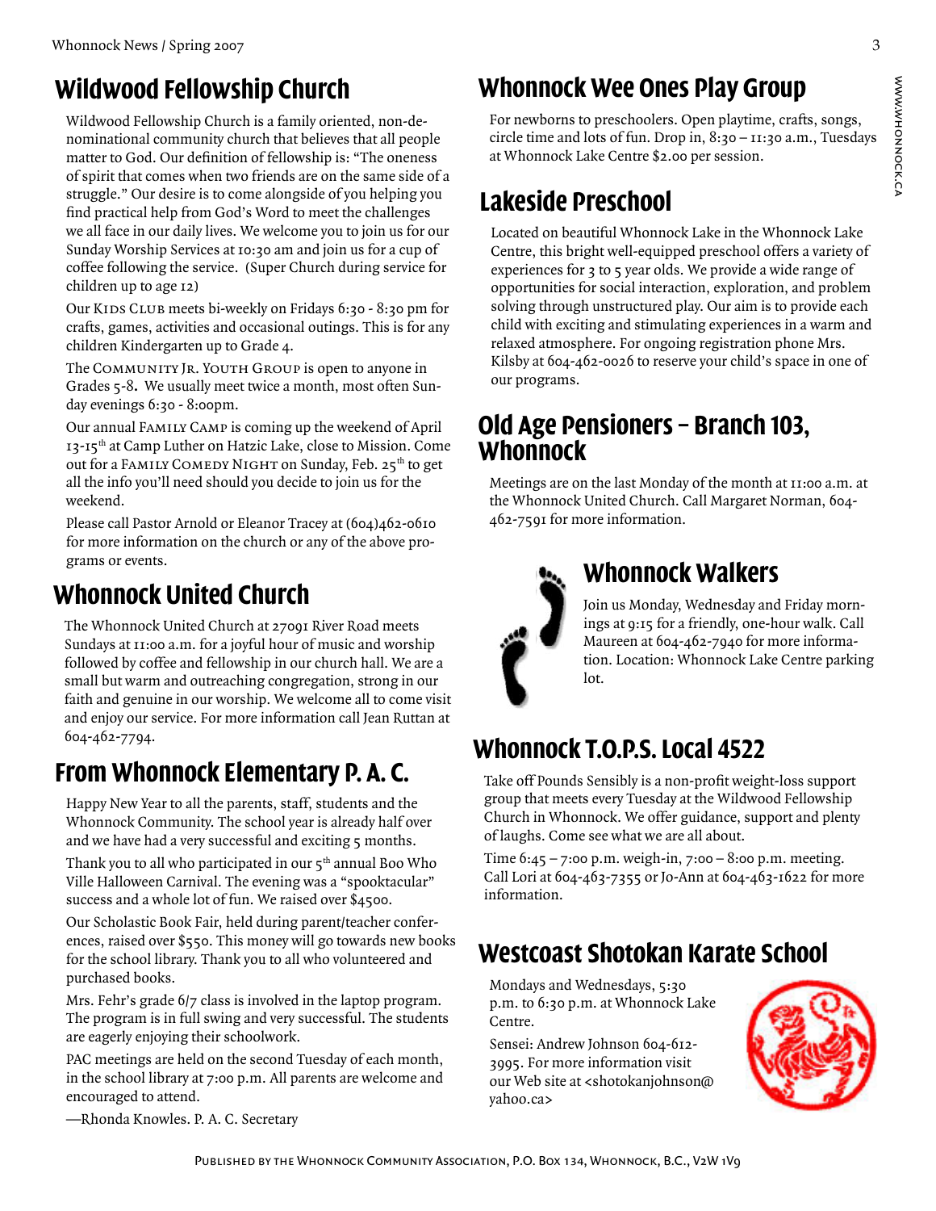## Wildwood Fellowship Church

Wildwood Fellowship Church is a family oriented, non-denominational community church that believes that all people matter to God. Our definition of fellowship is: "The oneness of spirit that comes when two friends are on the same side of a struggle." Our desire is to come alongside of you helping you find practical help from God's Word to meet the challenges we all face in our daily lives. We welcome you to join us for our Sunday Worship Services at 10:30 am and join us for a cup of coffee following the service. (Super Church during service for children up to age 12)

Our Kids Club meets bi-weekly on Fridays 6:30 - 8:30 pm for crafts, games, activities and occasional outings. This is for any children Kindergarten up to Grade 4.

The Community Jr. Youth Group is open to anyone in Grades 5-8. We usually meet twice a month, most often Sunday evenings 6:30 - 8:00pm.

Our annual Family Camp is coming up the weekend of April 13-15th at Camp Luther on Hatzic Lake, close to Mission. Come out for a Family Comedy Night on Sunday, Feb. 25th to get all the info you'll need should you decide to join us for the weekend.

Please call Pastor Arnold or Eleanor Tracey at (604)462-0610 for more information on the church or any of the above programs or events.

## Whonnock United Church

The Whonnock United Church at 27091 River Road meets Sundays at 11:00 a.m. for a joyful hour of music and worship followed by coffee and fellowship in our church hall. We are a small but warm and outreaching congregation, strong in our faith and genuine in our worship. We welcome all to come visit and enjoy our service. For more information call Jean Ruttan at 604-462-7794.

## From Whonnock Elementary P. A. C.

Happy New Year to all the parents, staff, students and the Whonnock Community. The school year is already half over and we have had a very successful and exciting 5 months.

Thank you to all who participated in our 5th annual Boo Who Ville Halloween Carnival. The evening was a "spooktacular" success and a whole lot of fun. We raised over $4500.

Our Scholastic Book Fair, held during parent/teacher conferences, raised over $550. This money will go towards new books for the school library. Thank you to all who volunteered and purchased books.

Mrs. Fehr's grade 6/7 class is involved in the laptop program. The program is in full swing and very successful. The students are eagerly enjoying their schoolwork.

PAC meetings are held on the second Tuesday of each month, in the school library at 7:00 p.m. All parents are welcome and encouraged to attend.

—Rhonda Knowles. P. A. C. Secretary

## Whonnock Wee Ones Play Group

For newborns to preschoolers. Open playtime, crafts, songs, circle time and lots of fun. Drop in, 8:30 – 11:30 a.m., Tuesdays at Whonnock Lake Centre $2.00 per session.

## Lakeside Preschool

Located on beautiful Whonnock Lake in the Whonnock Lake Centre, this bright well-equipped preschool offers a variety of experiences for 3 to 5 year olds. We provide a wide range of opportunities for social interaction, exploration, and problem solving through unstructured play. Our aim is to provide each child with exciting and stimulating experiences in a warm and relaxed atmosphere. For ongoing registration phone Mrs. Kilsby at 604-462-0026 to reserve your child's space in one of our programs.

## Old Age Pensioners – Branch 103, Whonnock

Meetings are on the last Monday of the month at 11:00 a.m. at the Whonnock United Church. Call Margaret Norman, 604-462-7591 for more information.

## Whonnock Walkers

Join us Monday, Wednesday and Friday mornings at 9:15 for a friendly, one-hour walk. Call Maureen at 604-462-7940 for more information. Location: Whonnock Lake Centre parking lot.

## Whonnock T.O.P.S. Local 4522

Take off Pounds Sensibly is a non-profit weight-loss support group that meets every Tuesday at the Wildwood Fellowship Church in Whonnock. We offer guidance, support and plenty of laughs. Come see what we are all about.

Time 6:45 – 7:00 p.m. weigh-in, 7:00 – 8:00 p.m. meeting. Call Lori at 604-463-7355 or Jo-Ann at 604-463-1622 for more information.

## Westcoast Shotokan Karate School

Mondays and Wednesdays, 5:30 p.m. to 6:30 p.m. at Whonnock Lake Centre.

Sensei: Andrew Johnson 604-612-3995. For more information visit our Web site at <shotokanjohnson@yahoo.ca>

Published by the Whonnock Community Association, P.O. Box 134, Whonnock, B.C., V2W 1V9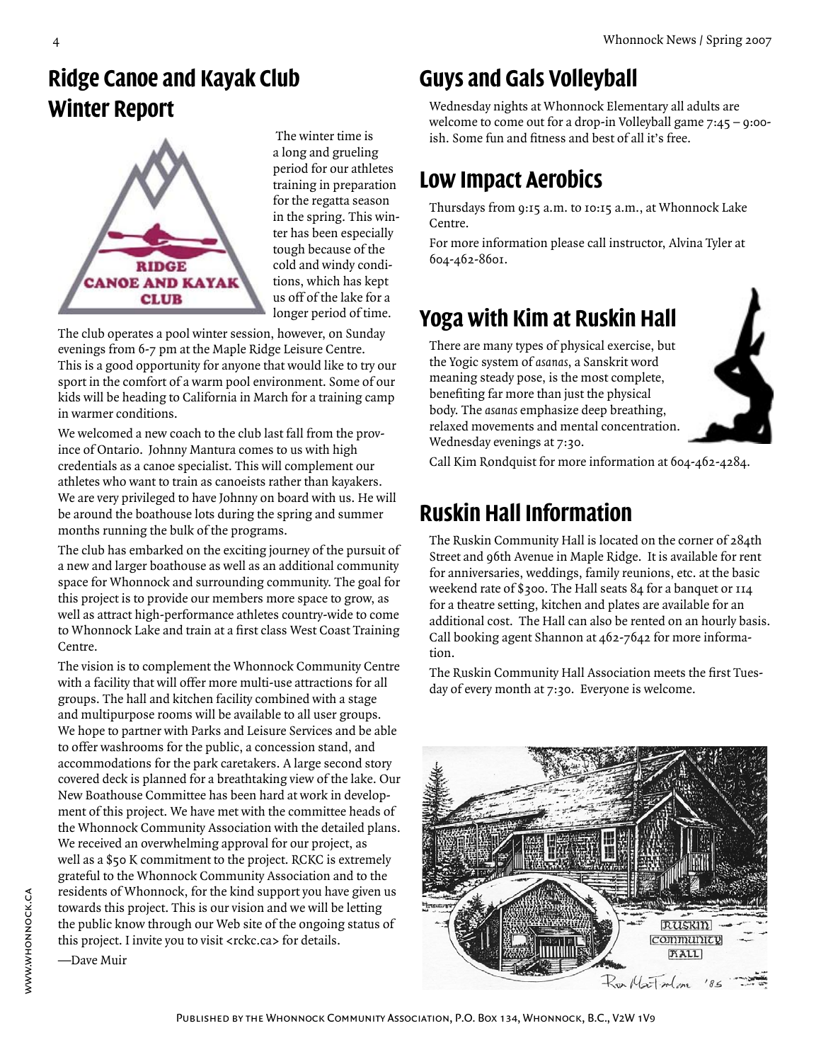## Ridge Canoe and Kayak Club Winter Report

The winter time is a long and grueling period for our athletes training in preparation for the regatta season in the spring. This winter has been especially tough because of the cold and windy conditions, which has kept us off of the lake for a longer period of time.

The club operates a pool winter session, however, on Sunday evenings from 6-7 pm at the Maple Ridge Leisure Centre. This is a good opportunity for anyone that would like to try our sport in the comfort of a warm pool environment. Some of our kids will be heading to California in March for a training camp in warmer conditions.

We welcomed a new coach to the club last fall from the province of Ontario. Johnny Mantura comes to us with high credentials as a canoe specialist. This will complement our athletes who want to train as canoeists rather than kayakers. We are very privileged to have Johnny on board with us. He will be around the boathouse lots during the spring and summer months running the bulk of the programs.

The club has embarked on the exciting journey of the pursuit of a new and larger boathouse as well as an additional community space for Whonnock and surrounding community. The goal for this project is to provide our members more space to grow, as well as attract high-performance athletes country-wide to come to Whonnock Lake and train at a first class West Coast Training Centre.

The vision is to complement the Whonnock Community Centre with a facility that will offer more multi-use attractions for all groups. The hall and kitchen facility combined with a stage and multipurpose rooms will be available to all user groups. We hope to partner with Parks and Leisure Services and be able to offer washrooms for the public, a concession stand, and accommodations for the park caretakers. A large second story covered deck is planned for a breathtaking view of the lake. Our New Boathouse Committee has been hard at work in development of this project. We have met with the committee heads of the Whonnock Community Association with the detailed plans. We received an overwhelming approval for our project, as well as a $50 K commitment to the project. RCKC is extremely grateful to the Whonnock Community Association and to the residents of Whonnock, for the kind support you have given us towards this project. This is our vision and we will be letting the public know through our Web site of the ongoing status of this project. I invite you to visit <rckc.ca> for details.

—Dave Muir

## Guys and Gals Volleyball

Wednesday nights at Whonnock Elementary all adults are welcome to come out for a drop-in Volleyball game 7:45 – 9:00-ish. Some fun and fitness and best of all it's free.

## Low Impact Aerobics

Thursdays from 9:15 a.m. to 10:15 a.m., at Whonnock Lake Centre.

For more information please call instructor, Alvina Tyler at 604-462-8601.

## Yoga with Kim at Ruskin Hall

There are many types of physical exercise, but the Yogic system of *asanas*, a Sanskrit word meaning steady pose, is the most complete, benefiting far more than just the physical body. The *asanas* emphasize deep breathing, relaxed movements and mental concentration. Wednesday evenings at 7:30.

Call Kim Rondquist for more information at 604-462-4284.

## Ruskin Hall Information

The Ruskin Community Hall is located on the corner of 284th Street and 96th Avenue in Maple Ridge. It is available for rent for anniversaries, weddings, family reunions, etc. at the basic weekend rate of $300. The Hall seats 84 for a banquet or 114 for a theatre setting, kitchen and plates are available for an additional cost. The Hall can also be rented on an hourly basis. Call booking agent Shannon at 462-7642 for more information.

The Ruskin Community Hall Association meets the first Tuesday of every month at 7:30. Everyone is welcome.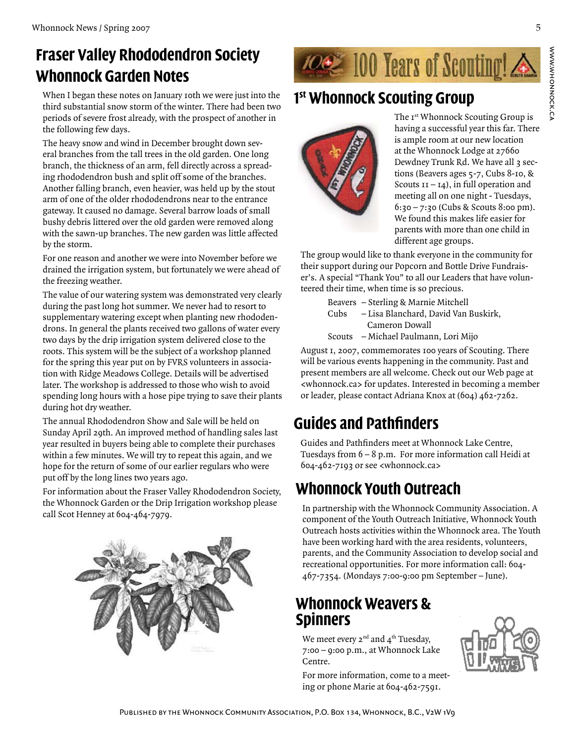# Fraser Valley Rhododendron Society Whonnock Garden Notes

When I began these notes on January 10th we were just into the third substantial snow storm of the winter. There had been two periods of severe frost already, with the prospect of another in the following few days.

The heavy snow and wind in December brought down several branches from the tall trees in the old garden. One long branch, the thickness of an arm, fell directly across a spreading rhododendron bush and split off some of the branches. Another falling branch, even heavier, was held up by the stout arm of one of the older rhododendrons near to the entrance gateway. It caused no damage. Several barrow loads of small bushy debris littered over the old garden were removed along with the sawn-up branches. The new garden was little affected by the storm.

For one reason and another we were into November before we drained the irrigation system, but fortunately we were ahead of the freezing weather.

The value of our watering system was demonstrated very clearly during the past long hot summer. We never had to resort to supplementary watering except when planting new rhododendrons. In general the plants received two gallons of water every two days by the drip irrigation system delivered close to the roots. This system will be the subject of a workshop planned for the spring this year put on by FVRS volunteers in association with Ridge Meadows College. Details will be advertised later. The workshop is addressed to those who wish to avoid spending long hours with a hose pipe trying to save their plants during hot dry weather.

The annual Rhododendron Show and Sale will be held on Sunday April 29th. An improved method of handling sales last year resulted in buyers being able to complete their purchases within a few minutes. We will try to repeat this again, and we hope for the return of some of our earlier regulars who were put off by the long lines two years ago.

For information about the Fraser Valley Rhododendron Society, the Whonnock Garden or the Drip Irrigation workshop please call Scot Henney at 604-464-7979.

# 100 Years of Scouting!

## 1st Whonnock Scouting Group

The 1st Whonnock Scouting Group is having a successful year this far. There is ample room at our new location at the Whonnock Lodge at 27660 Dewdney Trunk Rd. We have all 3 sections (Beavers ages 5-7, Cubs 8-10, & Scouts 11 – 14), in full operation and meeting all on one night - Tuesdays, 6:30 – 7:30 (Cubs & Scouts 8:00 pm). We found this makes life easier for parents with more than one child in different age groups.

The group would like to thank everyone in the community for their support during our Popcorn and Bottle Drive Fundraiser's. A special "Thank You" to all our Leaders that have volunteered their time, when time is so precious.

Beavers – Sterling & Marnie Mitchell
Cubs – Lisa Blanchard, David Van Buskirk, Cameron Dowall
Scouts – Michael Paulmann, Lori Mijo

August 1, 2007, commemorates 100 years of Scouting. There will be various events happening in the community. Past and present members are all welcome. Check out our Web page at <whonnock.ca> for updates. Interested in becoming a member or leader, please contact Adriana Knox at (604) 462-7262.

# Guides and Pathfinders

Guides and Pathfinders meet at Whonnock Lake Centre, Tuesdays from 6 – 8 p.m. For more information call Heidi at 604-462-7193 or see <whonnock.ca>

# Whonnock Youth Outreach

In partnership with the Whonnock Community Association. A component of the Youth Outreach Initiative, Whonnock Youth Outreach hosts activities within the Whonnock area. The Youth have been working hard with the area residents, volunteers, parents, and the Community Association to develop social and recreational opportunities. For more information call: 604-467-7354. (Mondays 7:00-9:00 pm September – June).

# Whonnock Weavers & Spinners

We meet every 2nd and 4th Tuesday, 7:00 – 9:00 p.m., at Whonnock Lake Centre.

For more information, come to a meeting or phone Marie at 604-462-7591.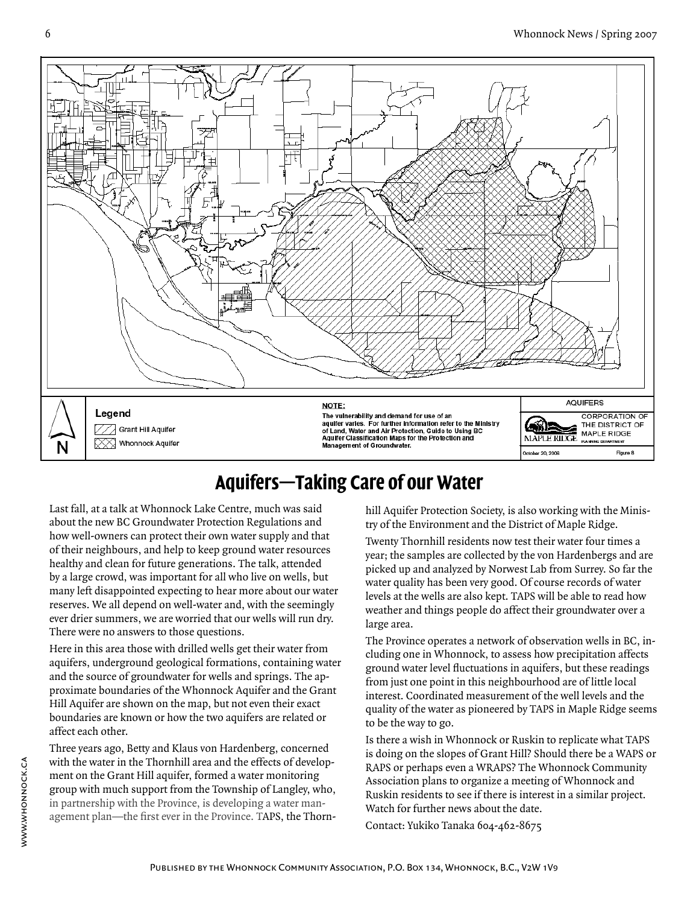Legend

Grant Hill Aquifer

Whonnock Aquifer

NOTE:

The vulnerability and demand for use of an aquifer varies. For further information refer to the Ministry of Land, Water and Air Protection, Guide to Using BC Aquifer Classification Maps for the Protection and Management of Groundwater.

AQUIFERS

CORPORATION OF THE DISTRICT OF MAPLE RIDGE

PLANNING DEPARTMENT

October 20, 2006

Figure 8

# Aquifers—Taking Care of our Water

Last fall, at a talk at Whonnock Lake Centre, much was said about the new BC Groundwater Protection Regulations and how well-owners can protect their own water supply and that of their neighbours, and help to keep ground water resources healthy and clean for future generations. The talk, attended by a large crowd, was important for all who live on wells, but many left disappointed expecting to hear more about our water reserves. We all depend on well-water and, with the seemingly ever drier summers, we are worried that our wells will run dry. There were no answers to those questions.

Here in this area those with drilled wells get their water from aquifers, underground geological formations, containing water and the source of groundwater for wells and springs. The approximate boundaries of the Whonnock Aquifer and the Grant Hill Aquifer are shown on the map, but not even their exact boundaries are known or how the two aquifers are related or affect each other.

Three years ago, Betty and Klaus von Hardenberg, concerned with the water in the Thornhill area and the effects of development on the Grant Hill aquifer, formed a water monitoring group with much support from the Township of Langley, who, in partnership with the Province, is developing a water management plan—the first ever in the Province. TAPS, the Thornhill Aquifer Protection Society, is also working with the Ministry of the Environment and the District of Maple Ridge.

Twenty Thornhill residents now test their water four times a year; the samples are collected by the von Hardenbergs and are picked up and analyzed by Norwest Lab from Surrey. So far the water quality has been very good. Of course records of water levels at the wells are also kept. TAPS will be able to read how weather and things people do affect their groundwater over a large area.

The Province operates a network of observation wells in BC, including one in Whonnock, to assess how precipitation affects ground water level fluctuations in aquifers, but these readings from just one point in this neighbourhood are of little local interest. Coordinated measurement of the well levels and the quality of the water as pioneered by TAPS in Maple Ridge seems to be the way to go.

Is there a wish in Whonnock or Ruskin to replicate what TAPS is doing on the slopes of Grant Hill? Should there be a WAPS or RAPS or perhaps even a WRAPS? The Whonnock Community Association plans to organize a meeting of Whonnock and Ruskin residents to see if there is interest in a similar project. Watch for further news about the date.

Contact: Yukiko Tanaka 604-462-8675